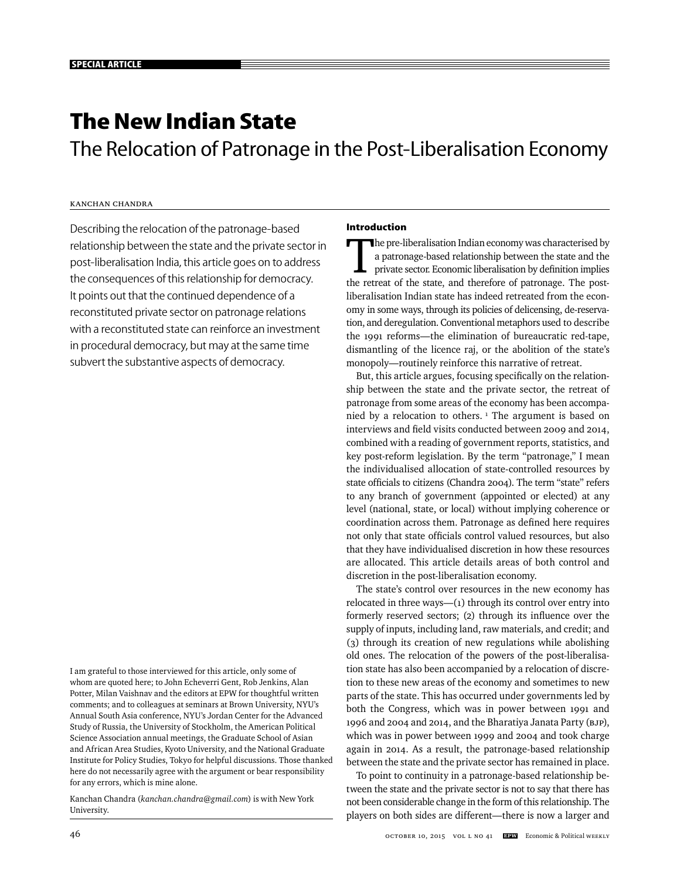SPECIAL ARTICLE

# The New Indian State

## The Relocation of Patronage in the Post-Liberalisation Economy

KANCHAN CHANDRA

Describing the relocation of the patronage-based relationship between the state and the private sector in post-liberalisation India, this article goes on to address the consequences of this relationship for democracy. It points out that the continued dependence of a reconstituted private sector on patronage relations with a reconstituted state can reinforce an investment in procedural democracy, but may at the same time subvert the substantive aspects of democracy.

I am grateful to those interviewed for this article, only some of whom are quoted here; to John Echeverri Gent, Rob Jenkins, Alan Potter, Milan Vaishnav and the editors at EPW for thoughtful written comments; and to colleagues at seminars at Brown University, NYU's Annual South Asia conference, NYU's Jordan Center for the Advanced Study of Russia, the University of Stockholm, the American Political Science Association annual meetings, the Graduate School of Asian and African Area Studies, Kyoto University, and the National Graduate Institute for Policy Studies, Tokyo for helpful discussions. Those thanked here do not necessarily agree with the argument or bear responsibility for any errors, which is mine alone.

Kanchan Chandra (*kanchan.chandra@gmail.com*) is with New York University.

### Introduction

The pre-liberalisation Indian economy was characterised by a patronage-based relationship between the state and the private sector. Economic liberalisation by definition implies the retreat of the state, and therefore of patronage. The post-liberalisation Indian state has indeed retreated from the economy in some ways, through its policies of delicensing, de-reservation, and deregulation. Conventional metaphors used to describe the 1991 reforms—the elimination of bureaucratic red-tape, dismantling of the licence raj, or the abolition of the state's monopoly—routinely reinforce this narrative of retreat.

But, this article argues, focusing specifically on the relationship between the state and the private sector, the retreat of patronage from some areas of the economy has been accompanied by a relocation to others. [1] The argument is based on interviews and field visits conducted between 2009 and 2014, combined with a reading of government reports, statistics, and key post-reform legislation. By the term "patronage," I mean the individualised allocation of state-controlled resources by state officials to citizens (Chandra 2004). The term "state" refers to any branch of government (appointed or elected) at any level (national, state, or local) without implying coherence or coordination across them. Patronage as defined here requires not only that state officials control valued resources, but also that they have individualised discretion in how these resources are allocated. This article details areas of both control and discretion in the post-liberalisation economy.

The state's control over resources in the new economy has relocated in three ways—(1) through its control over entry into formerly reserved sectors; (2) through its influence over the supply of inputs, including land, raw materials, and credit; and (3) through its creation of new regulations while abolishing old ones. The relocation of the powers of the post-liberalisation state has also been accompanied by a relocation of discretion to these new areas of the economy and sometimes to new parts of the state. This has occurred under governments led by both the Congress, which was in power between 1991 and 1996 and 2004 and 2014, and the Bharatiya Janata Party (BJP), which was in power between 1999 and 2004 and took charge again in 2014. As a result, the patronage-based relationship between the state and the private sector has remained in place.

To point to continuity in a patronage-based relationship between the state and the private sector is not to say that there has not been considerable change in the form of this relationship. The players on both sides are different—there is now a larger and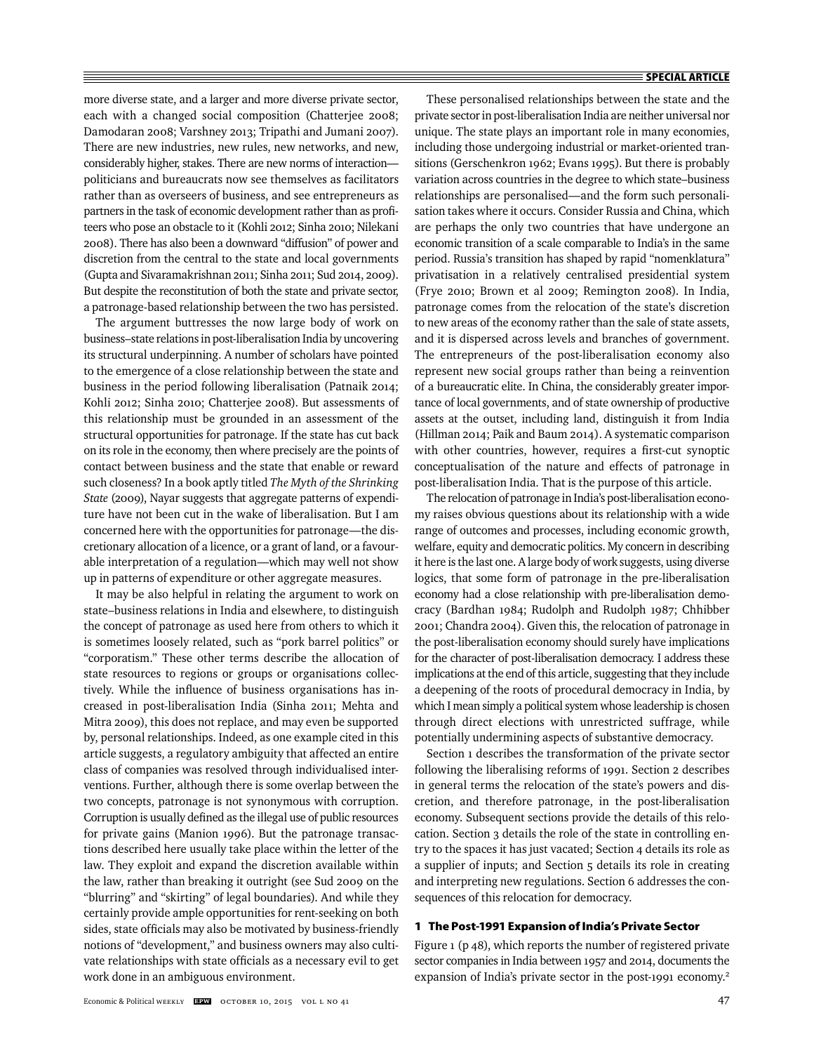more diverse state, and a larger and more diverse private sector, each with a changed social composition (Chatterjee 2008; Damodaran 2008; Varshney 2013; Tripathi and Jumani 2007). There are new industries, new rules, new networks, and new, considerably higher, stakes. There are new norms of interaction—politicians and bureaucrats now see themselves as facilitators rather than as overseers of business, and see entrepreneurs as partners in the task of economic development rather than as profiteers who pose an obstacle to it (Kohli 2012; Sinha 2010; Nilekani 2008). There has also been a downward "diffusion" of power and discretion from the central to the state and local governments (Gupta and Sivaramakrishnan 2011; Sinha 2011; Sud 2014, 2009). But despite the reconstitution of both the state and private sector, a patronage-based relationship between the two has persisted.

The argument buttresses the now large body of work on business–state relations in post-liberalisation India by uncovering its structural underpinning. A number of scholars have pointed to the emergence of a close relationship between the state and business in the period following liberalisation (Patnaik 2014; Kohli 2012; Sinha 2010; Chatterjee 2008). But assessments of this relationship must be grounded in an assessment of the structural opportunities for patronage. If the state has cut back on its role in the economy, then where precisely are the points of contact between business and the state that enable or reward such closeness? In a book aptly titled *The Myth of the Shrinking State* (2009), Nayar suggests that aggregate patterns of expenditure have not been cut in the wake of liberalisation. But I am concerned here with the opportunities for patronage—the discretionary allocation of a licence, or a grant of land, or a favourable interpretation of a regulation—which may well not show up in patterns of expenditure or other aggregate measures.

It may be also helpful in relating the argument to work on state–business relations in India and elsewhere, to distinguish the concept of patronage as used here from others to which it is sometimes loosely related, such as "pork barrel politics" or "corporatism." These other terms describe the allocation of state resources to regions or groups or organisations collectively. While the influence of business organisations has increased in post-liberalisation India (Sinha 2011; Mehta and Mitra 2009), this does not replace, and may even be supported by, personal relationships. Indeed, as one example cited in this article suggests, a regulatory ambiguity that affected an entire class of companies was resolved through individualised interventions. Further, although there is some overlap between the two concepts, patronage is not synonymous with corruption. Corruption is usually defined as the illegal use of public resources for private gains (Manion 1996). But the patronage transactions described here usually take place within the letter of the law. They exploit and expand the discretion available within the law, rather than breaking it outright (see Sud 2009 on the "blurring" and "skirting" of legal boundaries). And while they certainly provide ample opportunities for rent-seeking on both sides, state officials may also be motivated by business-friendly notions of "development," and business owners may also cultivate relationships with state officials as a necessary evil to get work done in an ambiguous environment.

These personalised relationships between the state and the private sector in post-liberalisation India are neither universal nor unique. The state plays an important role in many economies, including those undergoing industrial or market-oriented transitions (Gerschenkron 1962; Evans 1995). But there is probably variation across countries in the degree to which state–business relationships are personalised—and the form such personalisation takes where it occurs. Consider Russia and China, which are perhaps the only two countries that have undergone an economic transition of a scale comparable to India's in the same period. Russia's transition has shaped by rapid "nomenklatura" privatisation in a relatively centralised presidential system (Frye 2010; Brown et al 2009; Remington 2008). In India, patronage comes from the relocation of the state's discretion to new areas of the economy rather than the sale of state assets, and it is dispersed across levels and branches of government. The entrepreneurs of the post-liberalisation economy also represent new social groups rather than being a reinvention of a bureaucratic elite. In China, the considerably greater importance of local governments, and of state ownership of productive assets at the outset, including land, distinguish it from India (Hillman 2014; Paik and Baum 2014). A systematic comparison with other countries, however, requires a first-cut synoptic conceptualisation of the nature and effects of patronage in post-liberalisation India. That is the purpose of this article.

The relocation of patronage in India's post-liberalisation economy raises obvious questions about its relationship with a wide range of outcomes and processes, including economic growth, welfare, equity and democratic politics. My concern in describing it here is the last one. A large body of work suggests, using diverse logics, that some form of patronage in the pre-liberalisation economy had a close relationship with pre-liberalisation democracy (Bardhan 1984; Rudolph and Rudolph 1987; Chhibber 2001; Chandra 2004). Given this, the relocation of patronage in the post-liberalisation economy should surely have implications for the character of post-liberalisation democracy. I address these implications at the end of this article, suggesting that they include a deepening of the roots of procedural democracy in India, by which I mean simply a political system whose leadership is chosen through direct elections with unrestricted suffrage, while potentially undermining aspects of substantive democracy.

Section 1 describes the transformation of the private sector following the liberalising reforms of 1991. Section 2 describes in general terms the relocation of the state's powers and discretion, and therefore patronage, in the post-liberalisation economy. Subsequent sections provide the details of this relocation. Section 3 details the role of the state in controlling entry to the spaces it has just vacated; Section 4 details its role as a supplier of inputs; and Section 5 details its role in creating and interpreting new regulations. Section 6 addresses the consequences of this relocation for democracy.

## 1 The Post-1991 Expansion of India's Private Sector

Figure 1 (p 48), which reports the number of registered private sector companies in India between 1957 and 2014, documents the expansion of India's private sector in the post-1991 economy.[2]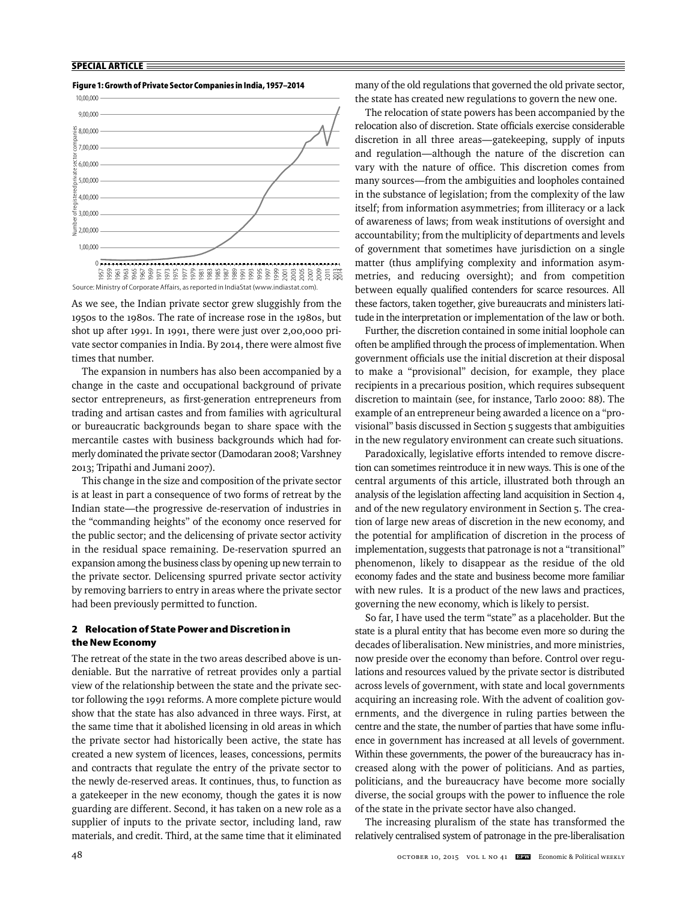**Figure 1: Growth of Private Sector Companies in India, 1957–2014**

Source: Ministry of Corporate Affairs, as reported in IndiaStat (www.indiastat.com).

As we see, the Indian private sector grew sluggishly from the 1950s to the 1980s. The rate of increase rose in the 1980s, but shot up after 1991. In 1991, there were just over 2,00,000 private sector companies in India. By 2014, there were almost five times that number.

The expansion in numbers has also been accompanied by a change in the caste and occupational background of private sector entrepreneurs, as first-generation entrepreneurs from trading and artisan castes and from families with agricultural or bureaucratic backgrounds began to share space with the mercantile castes with business backgrounds which had formerly dominated the private sector (Damodaran 2008; Varshney 2013; Tripathi and Jumani 2007).

This change in the size and composition of the private sector is at least in part a consequence of two forms of retreat by the Indian state—the progressive de-reservation of industries in the "commanding heights" of the economy once reserved for the public sector; and the delicensing of private sector activity in the residual space remaining. De-reservation spurred an expansion among the business class by opening up new terrain to the private sector. Delicensing spurred private sector activity by removing barriers to entry in areas where the private sector had been previously permitted to function.

## 2 Relocation of State Power and Discretion in the New Economy

The retreat of the state in the two areas described above is undeniable. But the narrative of retreat provides only a partial view of the relationship between the state and the private sector following the 1991 reforms. A more complete picture would show that the state has also advanced in three ways. First, at the same time that it abolished licensing in old areas in which the private sector had historically been active, the state has created a new system of licences, leases, concessions, permits and contracts that regulate the entry of the private sector to the newly de-reserved areas. It continues, thus, to function as a gatekeeper in the new economy, though the gates it is now guarding are different. Second, it has taken on a new role as a supplier of inputs to the private sector, including land, raw materials, and credit. Third, at the same time that it eliminated many of the old regulations that governed the old private sector, the state has created new regulations to govern the new one.

The relocation of state powers has been accompanied by the relocation also of discretion. State officials exercise considerable discretion in all three areas—gatekeeping, supply of inputs and regulation—although the nature of the discretion can vary with the nature of office. This discretion comes from many sources—from the ambiguities and loopholes contained in the substance of legislation; from the complexity of the law itself; from information asymmetries; from illiteracy or a lack of awareness of laws; from weak institutions of oversight and accountability; from the multiplicity of departments and levels of government that sometimes have jurisdiction on a single matter (thus amplifying complexity and information asymmetries, and reducing oversight); and from competition between equally qualified contenders for scarce resources. All these factors, taken together, give bureaucrats and ministers latitude in the interpretation or implementation of the law or both.

Further, the discretion contained in some initial loophole can often be amplified through the process of implementation. When government officials use the initial discretion at their disposal to make a "provisional" decision, for example, they place recipients in a precarious position, which requires subsequent discretion to maintain (see, for instance, Tarlo 2000: 88). The example of an entrepreneur being awarded a licence on a "provisional" basis discussed in Section 5 suggests that ambiguities in the new regulatory environment can create such situations.

Paradoxically, legislative efforts intended to remove discretion can sometimes reintroduce it in new ways. This is one of the central arguments of this article, illustrated both through an analysis of the legislation affecting land acquisition in Section 4, and of the new regulatory environment in Section 5. The creation of large new areas of discretion in the new economy, and the potential for amplification of discretion in the process of implementation, suggests that patronage is not a "transitional" phenomenon, likely to disappear as the residue of the old economy fades and the state and business become more familiar with new rules. It is a product of the new laws and practices, governing the new economy, which is likely to persist.

So far, I have used the term "state" as a placeholder. But the state is a plural entity that has become even more so during the decades of liberalisation. New ministries, and more ministries, now preside over the economy than before. Control over regulations and resources valued by the private sector is distributed across levels of government, with state and local governments acquiring an increasing role. With the advent of coalition governments, and the divergence in ruling parties between the centre and the state, the number of parties that have some influence in government has increased at all levels of government. Within these governments, the power of the bureaucracy has increased along with the power of politicians. And as parties, politicians, and the bureaucracy have become more socially diverse, the social groups with the power to influence the role of the state in the private sector have also changed.

The increasing pluralism of the state has transformed the relatively centralised system of patronage in the pre-liberalisation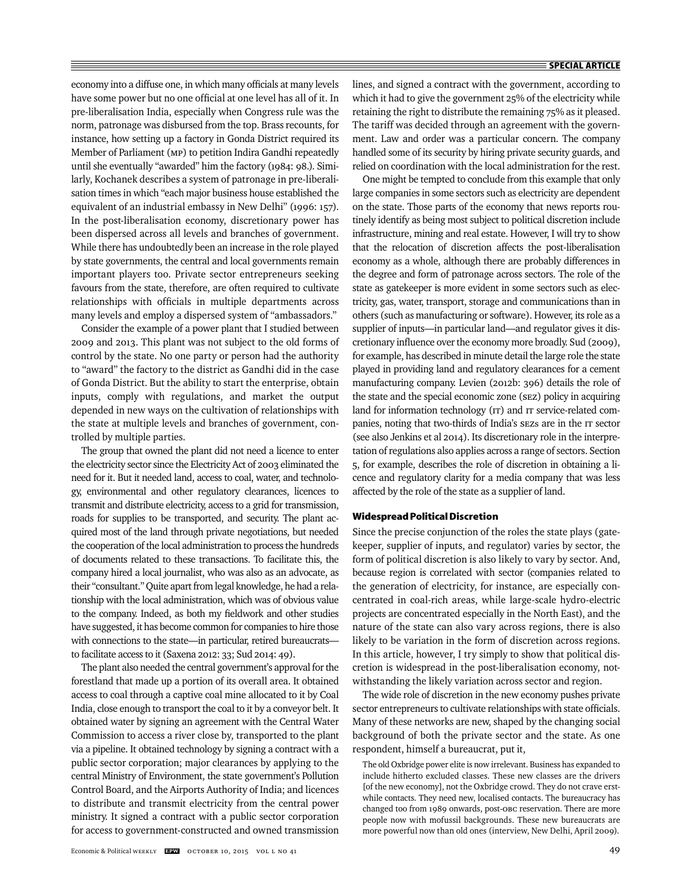economy into a diffuse one, in which many officials at many levels have some power but no one official at one level has all of it. In pre-liberalisation India, especially when Congress rule was the norm, patronage was disbursed from the top. Brass recounts, for instance, how setting up a factory in Gonda District required its Member of Parliament (MP) to petition Indira Gandhi repeatedly until she eventually "awarded" him the factory (1984: 98.). Similarly, Kochanek describes a system of patronage in pre-liberalisation times in which "each major business house established the equivalent of an industrial embassy in New Delhi" (1996: 157). In the post-liberalisation economy, discretionary power has been dispersed across all levels and branches of government. While there has undoubtedly been an increase in the role played by state governments, the central and local governments remain important players too. Private sector entrepreneurs seeking favours from the state, therefore, are often required to cultivate relationships with officials in multiple departments across many levels and employ a dispersed system of "ambassadors."

Consider the example of a power plant that I studied between 2009 and 2013. This plant was not subject to the old forms of control by the state. No one party or person had the authority to "award" the factory to the district as Gandhi did in the case of Gonda District. But the ability to start the enterprise, obtain inputs, comply with regulations, and market the output depended in new ways on the cultivation of relationships with the state at multiple levels and branches of government, controlled by multiple parties.

The group that owned the plant did not need a licence to enter the electricity sector since the Electricity Act of 2003 eliminated the need for it. But it needed land, access to coal, water, and technology, environmental and other regulatory clearances, licences to transmit and distribute electricity, access to a grid for transmission, roads for supplies to be transported, and security. The plant acquired most of the land through private negotiations, but needed the cooperation of the local administration to process the hundreds of documents related to these transactions. To facilitate this, the company hired a local journalist, who was also as an advocate, as their "consultant." Quite apart from legal knowledge, he had a relationship with the local administration, which was of obvious value to the company. Indeed, as both my fieldwork and other studies have suggested, it has become common for companies to hire those with connections to the state—in particular, retired bureaucrats—to facilitate access to it (Saxena 2012: 33; Sud 2014: 49).

The plant also needed the central government's approval for the forestland that made up a portion of its overall area. It obtained access to coal through a captive coal mine allocated to it by Coal India, close enough to transport the coal to it by a conveyor belt. It obtained water by signing an agreement with the Central Water Commission to access a river close by, transported to the plant via a pipeline. It obtained technology by signing a contract with a public sector corporation; major clearances by applying to the central Ministry of Environment, the state government's Pollution Control Board, and the Airports Authority of India; and licences to distribute and transmit electricity from the central power ministry. It signed a contract with a public sector corporation for access to government-constructed and owned transmission lines, and signed a contract with the government, according to which it had to give the government 25% of the electricity while retaining the right to distribute the remaining 75% as it pleased. The tariff was decided through an agreement with the government. Law and order was a particular concern. The company handled some of its security by hiring private security guards, and relied on coordination with the local administration for the rest.

One might be tempted to conclude from this example that only large companies in some sectors such as electricity are dependent on the state. Those parts of the economy that news reports routinely identify as being most subject to political discretion include infrastructure, mining and real estate. However, I will try to show that the relocation of discretion affects the post-liberalisation economy as a whole, although there are probably differences in the degree and form of patronage across sectors. The role of the state as gatekeeper is more evident in some sectors such as electricity, gas, water, transport, storage and communications than in others (such as manufacturing or software). However, its role as a supplier of inputs—in particular land—and regulator gives it discretionary influence over the economy more broadly. Sud (2009), for example, has described in minute detail the large role the state played in providing land and regulatory clearances for a cement manufacturing company. Levien (2012b: 396) details the role of the state and the special economic zone (SEZ) policy in acquiring land for information technology (IT) and IT service-related companies, noting that two-thirds of India's SEZs are in the IT sector (see also Jenkins et al 2014). Its discretionary role in the interpretation of regulations also applies across a range of sectors. Section 5, for example, describes the role of discretion in obtaining a licence and regulatory clarity for a media company that was less affected by the role of the state as a supplier of land.

### Widespread Political Discretion

Since the precise conjunction of the roles the state plays (gatekeeper, supplier of inputs, and regulator) varies by sector, the form of political discretion is also likely to vary by sector. And, because region is correlated with sector (companies related to the generation of electricity, for instance, are especially concentrated in coal-rich areas, while large-scale hydro-electric projects are concentrated especially in the North East), and the nature of the state can also vary across regions, there is also likely to be variation in the form of discretion across regions. In this article, however, I try simply to show that political discretion is widespread in the post-liberalisation economy, notwithstanding the likely variation across sector and region.

The wide role of discretion in the new economy pushes private sector entrepreneurs to cultivate relationships with state officials. Many of these networks are new, shaped by the changing social background of both the private sector and the state. As one respondent, himself a bureaucrat, put it,

> The old Oxbridge power elite is now irrelevant. Business has expanded to include hitherto excluded classes. These new classes are the drivers [of the new economy], not the Oxbridge crowd. They do not crave erstwhile contacts. They need new, localised contacts. The bureaucracy has changed too from 1989 onwards, post-OBC reservation. There are more people now with mofussil backgrounds. These new bureaucrats are more powerful now than old ones (interview, New Delhi, April 2009).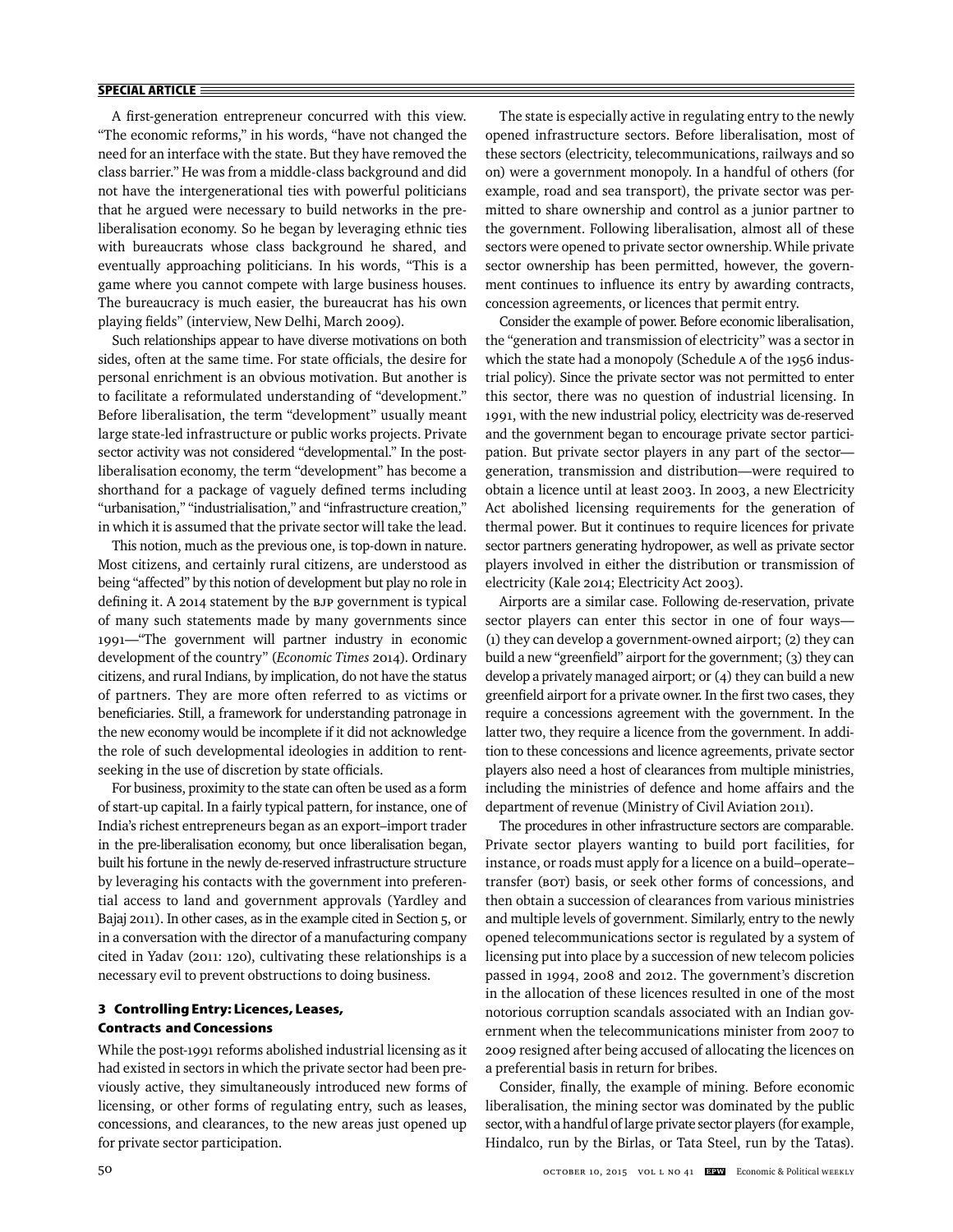A first-generation entrepreneur concurred with this view. "The economic reforms," in his words, "have not changed the need for an interface with the state. But they have removed the class barrier." He was from a middle-class background and did not have the intergenerational ties with powerful politicians that he argued were necessary to build networks in the pre-liberalisation economy. So he began by leveraging ethnic ties with bureaucrats whose class background he shared, and eventually approaching politicians. In his words, "This is a game where you cannot compete with large business houses. The bureaucracy is much easier, the bureaucrat has his own playing fields" (interview, New Delhi, March 2009).

Such relationships appear to have diverse motivations on both sides, often at the same time. For state officials, the desire for personal enrichment is an obvious motivation. But another is to facilitate a reformulated understanding of "development." Before liberalisation, the term "development" usually meant large state-led infrastructure or public works projects. Private sector activity was not considered "developmental." In the post-liberalisation economy, the term "development" has become a shorthand for a package of vaguely defined terms including "urbanisation," "industrialisation," and "infrastructure creation," in which it is assumed that the private sector will take the lead.

This notion, much as the previous one, is top-down in nature. Most citizens, and certainly rural citizens, are understood as being "affected" by this notion of development but play no role in defining it. A 2014 statement by the BJP government is typical of many such statements made by many governments since 1991—"The government will partner industry in economic development of the country" (*Economic Times* 2014). Ordinary citizens, and rural Indians, by implication, do not have the status of partners. They are more often referred to as victims or beneficiaries. Still, a framework for understanding patronage in the new economy would be incomplete if it did not acknowledge the role of such developmental ideologies in addition to rent-seeking in the use of discretion by state officials.

For business, proximity to the state can often be used as a form of start-up capital. In a fairly typical pattern, for instance, one of India's richest entrepreneurs began as an export–import trader in the pre-liberalisation economy, but once liberalisation began, built his fortune in the newly de-reserved infrastructure structure by leveraging his contacts with the government into preferential access to land and government approvals (Yardley and Bajaj 2011). In other cases, as in the example cited in Section 5, or in a conversation with the director of a manufacturing company cited in Yadav (2011: 120), cultivating these relationships is a necessary evil to prevent obstructions to doing business.

## 3 Controlling Entry: Licences, Leases, Contracts and Concessions

While the post-1991 reforms abolished industrial licensing as it had existed in sectors in which the private sector had been previously active, they simultaneously introduced new forms of licensing, or other forms of regulating entry, such as leases, concessions, and clearances, to the new areas just opened up for private sector participation.

The state is especially active in regulating entry to the newly opened infrastructure sectors. Before liberalisation, most of these sectors (electricity, telecommunications, railways and so on) were a government monopoly. In a handful of others (for example, road and sea transport), the private sector was permitted to share ownership and control as a junior partner to the government. Following liberalisation, almost all of these sectors were opened to private sector ownership. While private sector ownership has been permitted, however, the government continues to influence its entry by awarding contracts, concession agreements, or licences that permit entry.

Consider the example of power. Before economic liberalisation, the "generation and transmission of electricity" was a sector in which the state had a monopoly (Schedule A of the 1956 industrial policy). Since the private sector was not permitted to enter this sector, there was no question of industrial licensing. In 1991, with the new industrial policy, electricity was de-reserved and the government began to encourage private sector participation. But private sector players in any part of the sector—generation, transmission and distribution—were required to obtain a licence until at least 2003. In 2003, a new Electricity Act abolished licensing requirements for the generation of thermal power. But it continues to require licences for private sector partners generating hydropower, as well as private sector players involved in either the distribution or transmission of electricity (Kale 2014; Electricity Act 2003).

Airports are a similar case. Following de-reservation, private sector players can enter this sector in one of four ways—(1) they can develop a government-owned airport; (2) they can build a new "greenfield" airport for the government; (3) they can develop a privately managed airport; or (4) they can build a new greenfield airport for a private owner. In the first two cases, they require a concessions agreement with the government. In the latter two, they require a licence from the government. In addition to these concessions and licence agreements, private sector players also need a host of clearances from multiple ministries, including the ministries of defence and home affairs and the department of revenue (Ministry of Civil Aviation 2011).

The procedures in other infrastructure sectors are comparable. Private sector players wanting to build port facilities, for instance, or roads must apply for a licence on a build–operate–transfer (BOT) basis, or seek other forms of concessions, and then obtain a succession of clearances from various ministries and multiple levels of government. Similarly, entry to the newly opened telecommunications sector is regulated by a system of licensing put into place by a succession of new telecom policies passed in 1994, 2008 and 2012. The government's discretion in the allocation of these licences resulted in one of the most notorious corruption scandals associated with an Indian government when the telecommunications minister from 2007 to 2009 resigned after being accused of allocating the licences on a preferential basis in return for bribes.

Consider, finally, the example of mining. Before economic liberalisation, the mining sector was dominated by the public sector, with a handful of large private sector players (for example, Hindalco, run by the Birlas, or Tata Steel, run by the Tatas).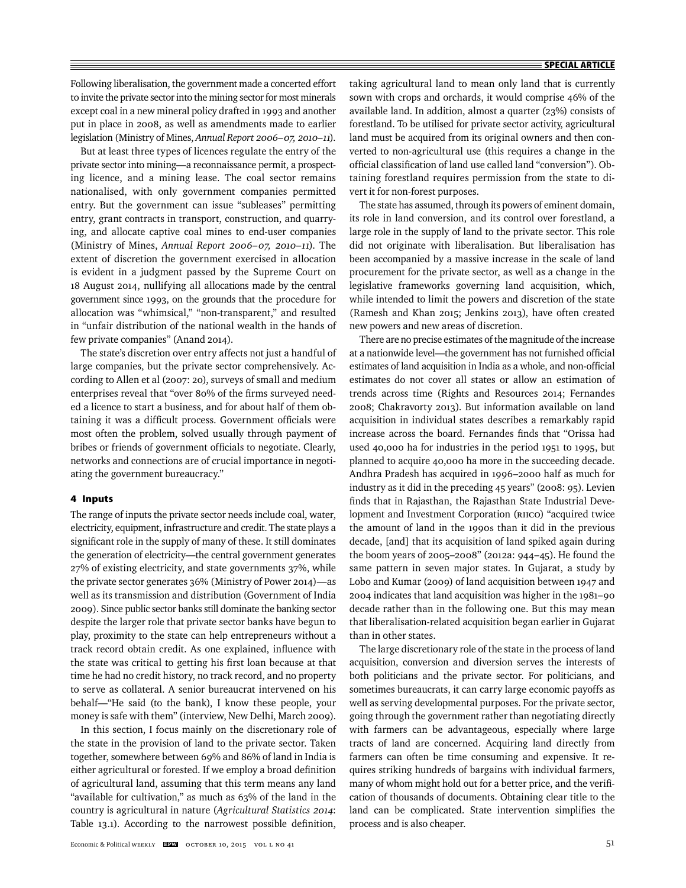Following liberalisation, the government made a concerted effort to invite the private sector into the mining sector for most minerals except coal in a new mineral policy drafted in 1993 and another put in place in 2008, as well as amendments made to earlier legislation (Ministry of Mines, *Annual Report 2006–07, 2010–11*).

But at least three types of licences regulate the entry of the private sector into mining—a reconnaissance permit, a prospecting licence, and a mining lease. The coal sector remains nationalised, with only government companies permitted entry. But the government can issue "subleases" permitting entry, grant contracts in transport, construction, and quarrying, and allocate captive coal mines to end-user companies (Ministry of Mines, *Annual Report 2006–07, 2010–11*). The extent of discretion the government exercised in allocation is evident in a judgment passed by the Supreme Court on 18 August 2014, nullifying all allocations made by the central government since 1993, on the grounds that the procedure for allocation was "whimsical," "non-transparent," and resulted in "unfair distribution of the national wealth in the hands of few private companies" (Anand 2014).

The state's discretion over entry affects not just a handful of large companies, but the private sector comprehensively. According to Allen et al (2007: 20), surveys of small and medium enterprises reveal that "over 80% of the firms surveyed needed a licence to start a business, and for about half of them obtaining it was a difficult process. Government officials were most often the problem, solved usually through payment of bribes or friends of government officials to negotiate. Clearly, networks and connections are of crucial importance in negotiating the government bureaucracy."

## 4 Inputs

The range of inputs the private sector needs include coal, water, electricity, equipment, infrastructure and credit. The state plays a significant role in the supply of many of these. It still dominates the generation of electricity—the central government generates 27% of existing electricity, and state governments 37%, while the private sector generates 36% (Ministry of Power 2014)—as well as its transmission and distribution (Government of India 2009). Since public sector banks still dominate the banking sector despite the larger role that private sector banks have begun to play, proximity to the state can help entrepreneurs without a track record obtain credit. As one explained, influence with the state was critical to getting his first loan because at that time he had no credit history, no track record, and no property to serve as collateral. A senior bureaucrat intervened on his behalf—"He said (to the bank), I know these people, your money is safe with them" (interview, New Delhi, March 2009).

In this section, I focus mainly on the discretionary role of the state in the provision of land to the private sector. Taken together, somewhere between 69% and 86% of land in India is either agricultural or forested. If we employ a broad definition of agricultural land, assuming that this term means any land "available for cultivation," as much as 63% of the land in the country is agricultural in nature (*Agricultural Statistics 2014*: Table 13.1). According to the narrowest possible definition, taking agricultural land to mean only land that is currently sown with crops and orchards, it would comprise 46% of the available land. In addition, almost a quarter (23%) consists of forestland. To be utilised for private sector activity, agricultural land must be acquired from its original owners and then converted to non-agricultural use (this requires a change in the official classification of land use called land "conversion"). Obtaining forestland requires permission from the state to divert it for non-forest purposes.

The state has assumed, through its powers of eminent domain, its role in land conversion, and its control over forestland, a large role in the supply of land to the private sector. This role did not originate with liberalisation. But liberalisation has been accompanied by a massive increase in the scale of land procurement for the private sector, as well as a change in the legislative frameworks governing land acquisition, which, while intended to limit the powers and discretion of the state (Ramesh and Khan 2015; Jenkins 2013), have often created new powers and new areas of discretion.

There are no precise estimates of the magnitude of the increase at a nationwide level—the government has not furnished official estimates of land acquisition in India as a whole, and non-official estimates do not cover all states or allow an estimation of trends across time (Rights and Resources 2014; Fernandes 2008; Chakravorty 2013). But information available on land acquisition in individual states describes a remarkably rapid increase across the board. Fernandes finds that "Orissa had used 40,000 ha for industries in the period 1951 to 1995, but planned to acquire 40,000 ha more in the succeeding decade. Andhra Pradesh has acquired in 1996–2000 half as much for industry as it did in the preceding 45 years" (2008: 95). Levien finds that in Rajasthan, the Rajasthan State Industrial Development and Investment Corporation (RIICO) "acquired twice the amount of land in the 1990s than it did in the previous decade, [and] that its acquisition of land spiked again during the boom years of 2005–2008" (2012a: 944–45). He found the same pattern in seven major states. In Gujarat, a study by Lobo and Kumar (2009) of land acquisition between 1947 and 2004 indicates that land acquisition was higher in the 1981–90 decade rather than in the following one. But this may mean that liberalisation-related acquisition began earlier in Gujarat than in other states.

The large discretionary role of the state in the process of land acquisition, conversion and diversion serves the interests of both politicians and the private sector. For politicians, and sometimes bureaucrats, it can carry large economic payoffs as well as serving developmental purposes. For the private sector, going through the government rather than negotiating directly with farmers can be advantageous, especially where large tracts of land are concerned. Acquiring land directly from farmers can often be time consuming and expensive. It requires striking hundreds of bargains with individual farmers, many of whom might hold out for a better price, and the verification of thousands of documents. Obtaining clear title to the land can be complicated. State intervention simplifies the process and is also cheaper.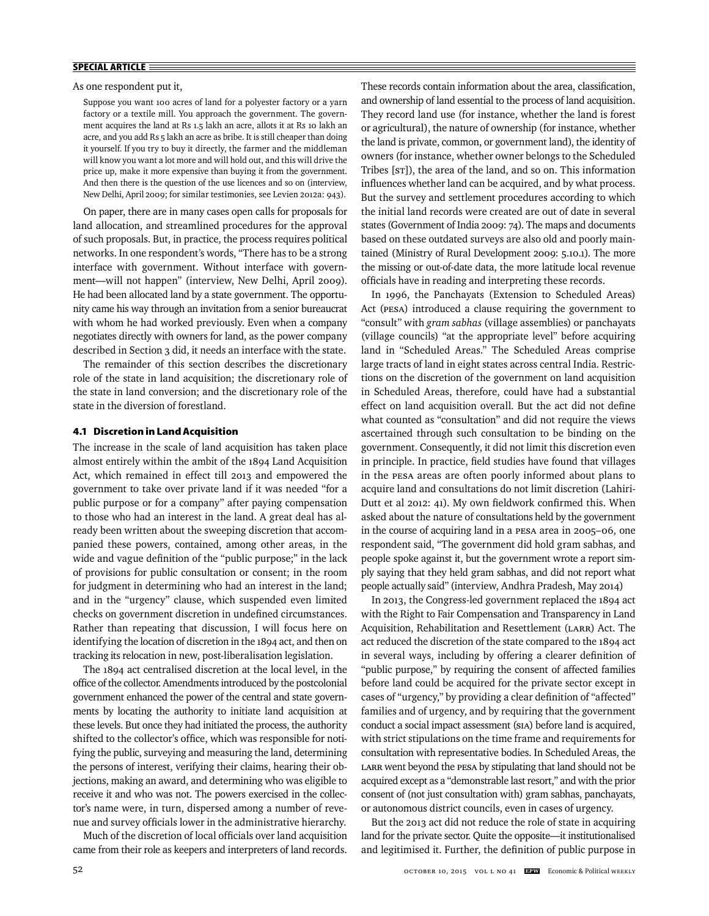As one respondent put it,

> Suppose you want 100 acres of land for a polyester factory or a yarn factory or a textile mill. You approach the government. The government acquires the land at Rs 1.5 lakh an acre, allots it at Rs 10 lakh an acre, and you add Rs 5 lakh an acre as bribe. It is still cheaper than doing it yourself. If you try to buy it directly, the farmer and the middleman will know you want a lot more and will hold out, and this will drive the price up, make it more expensive than buying it from the government. And then there is the question of the use licences and so on (interview, New Delhi, April 2009; for similar testimonies, see Levien 2012a: 943).

On paper, there are in many cases open calls for proposals for land allocation, and streamlined procedures for the approval of such proposals. But, in practice, the process requires political networks. In one respondent's words, "There has to be a strong interface with government. Without interface with government—will not happen" (interview, New Delhi, April 2009). He had been allocated land by a state government. The opportunity came his way through an invitation from a senior bureaucrat with whom he had worked previously. Even when a company negotiates directly with owners for land, as the power company described in Section 3 did, it needs an interface with the state.

The remainder of this section describes the discretionary role of the state in land acquisition; the discretionary role of the state in land conversion; and the discretionary role of the state in the diversion of forestland.

### 4.1 Discretion in Land Acquisition

The increase in the scale of land acquisition has taken place almost entirely within the ambit of the 1894 Land Acquisition Act, which remained in effect till 2013 and empowered the government to take over private land if it was needed "for a public purpose or for a company" after paying compensation to those who had an interest in the land. A great deal has already been written about the sweeping discretion that accompanied these powers, contained, among other areas, in the wide and vague definition of the "public purpose;" in the lack of provisions for public consultation or consent; in the room for judgment in determining who had an interest in the land; and in the "urgency" clause, which suspended even limited checks on government discretion in undefined circumstances. Rather than repeating that discussion, I will focus here on identifying the location of discretion in the 1894 act, and then on tracking its relocation in new, post-liberalisation legislation.

The 1894 act centralised discretion at the local level, in the office of the collector. Amendments introduced by the postcolonial government enhanced the power of the central and state governments by locating the authority to initiate land acquisition at these levels. But once they had initiated the process, the authority shifted to the collector's office, which was responsible for notifying the public, surveying and measuring the land, determining the persons of interest, verifying their claims, hearing their objections, making an award, and determining who was eligible to receive it and who was not. The powers exercised in the collector's name were, in turn, dispersed among a number of revenue and survey officials lower in the administrative hierarchy.

Much of the discretion of local officials over land acquisition came from their role as keepers and interpreters of land records. These records contain information about the area, classification, and ownership of land essential to the process of land acquisition. They record land use (for instance, whether the land is forest or agricultural), the nature of ownership (for instance, whether the land is private, common, or government land), the identity of owners (for instance, whether owner belongs to the Scheduled Tribes [ST]), the area of the land, and so on. This information influences whether land can be acquired, and by what process. But the survey and settlement procedures according to which the initial land records were created are out of date in several states (Government of India 2009: 74). The maps and documents based on these outdated surveys are also old and poorly maintained (Ministry of Rural Development 2009: 5.10.1). The more the missing or out-of-date data, the more latitude local revenue officials have in reading and interpreting these records.

In 1996, the Panchayats (Extension to Scheduled Areas) Act (PESA) introduced a clause requiring the government to "consult" with *gram sabhas* (village assemblies) or panchayats (village councils) "at the appropriate level" before acquiring land in "Scheduled Areas." The Scheduled Areas comprise large tracts of land in eight states across central India. Restrictions on the discretion of the government on land acquisition in Scheduled Areas, therefore, could have had a substantial effect on land acquisition overall. But the act did not define what counted as "consultation" and did not require the views ascertained through such consultation to be binding on the government. Consequently, it did not limit this discretion even in principle. In practice, field studies have found that villages in the PESA areas are often poorly informed about plans to acquire land and consultations do not limit discretion (Lahiri-Dutt et al 2012: 41). My own fieldwork confirmed this. When asked about the nature of consultations held by the government in the course of acquiring land in a PESA area in 2005–06, one respondent said, "The government did hold gram sabhas, and people spoke against it, but the government wrote a report simply saying that they held gram sabhas, and did not report what people actually said" (interview, Andhra Pradesh, May 2014)

In 2013, the Congress-led government replaced the 1894 act with the Right to Fair Compensation and Transparency in Land Acquisition, Rehabilitation and Resettlement (LARR) Act. The act reduced the discretion of the state compared to the 1894 act in several ways, including by offering a clearer definition of "public purpose," by requiring the consent of affected families before land could be acquired for the private sector except in cases of "urgency," by providing a clear definition of "affected" families and of urgency, and by requiring that the government conduct a social impact assessment (SIA) before land is acquired, with strict stipulations on the time frame and requirements for consultation with representative bodies. In Scheduled Areas, the LARR went beyond the PESA by stipulating that land should not be acquired except as a "demonstrable last resort," and with the prior consent of (not just consultation with) gram sabhas, panchayats, or autonomous district councils, even in cases of urgency.

But the 2013 act did not reduce the role of state in acquiring land for the private sector. Quite the opposite—it institutionalised and legitimised it. Further, the definition of public purpose in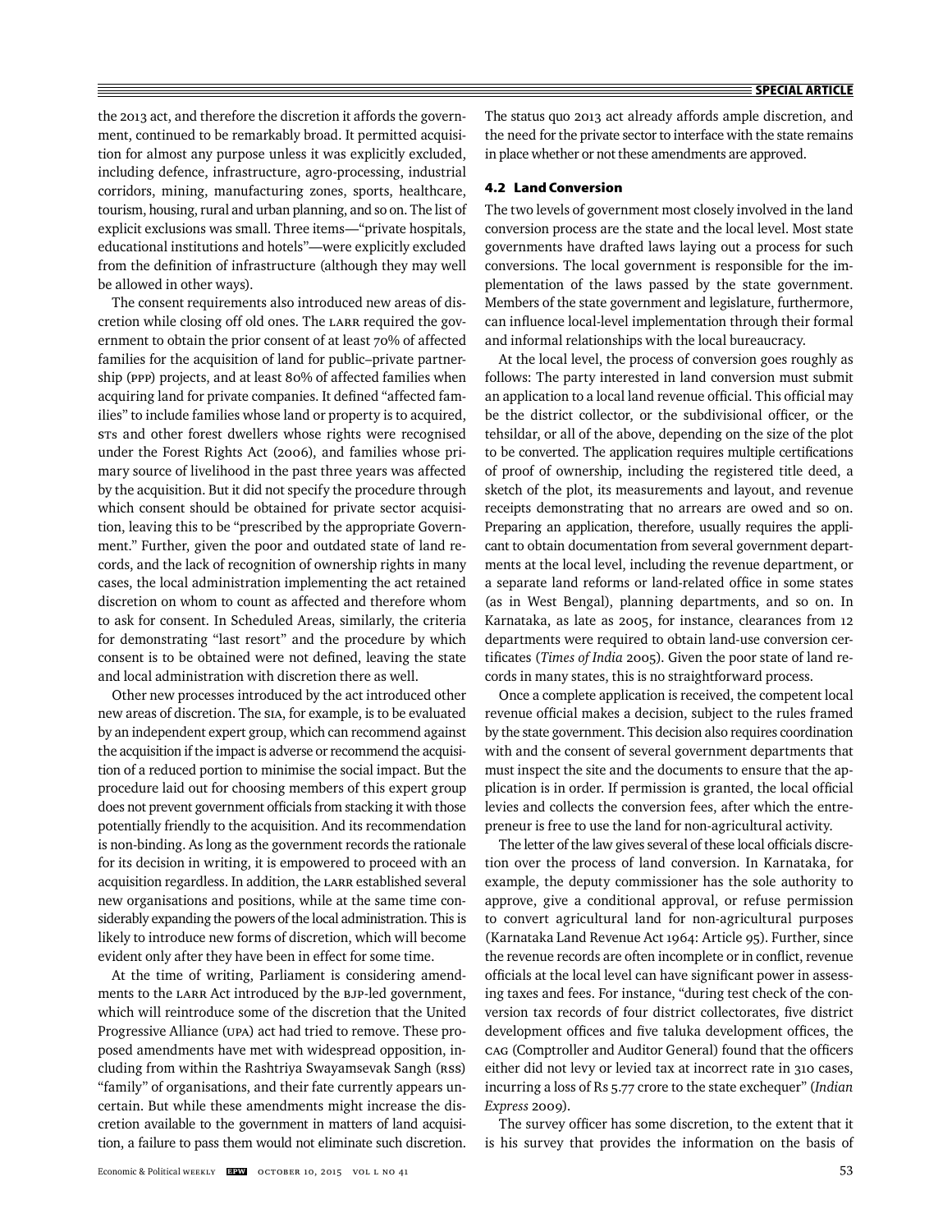the 2013 act, and therefore the discretion it affords the government, continued to be remarkably broad. It permitted acquisition for almost any purpose unless it was explicitly excluded, including defence, infrastructure, agro-processing, industrial corridors, mining, manufacturing zones, sports, healthcare, tourism, housing, rural and urban planning, and so on. The list of explicit exclusions was small. Three items—"private hospitals, educational institutions and hotels"—were explicitly excluded from the definition of infrastructure (although they may well be allowed in other ways).

The consent requirements also introduced new areas of discretion while closing off old ones. The LARR required the government to obtain the prior consent of at least 70% of affected families for the acquisition of land for public–private partnership (PPP) projects, and at least 80% of affected families when acquiring land for private companies. It defined "affected families" to include families whose land or property is to acquired, STs and other forest dwellers whose rights were recognised under the Forest Rights Act (2006), and families whose primary source of livelihood in the past three years was affected by the acquisition. But it did not specify the procedure through which consent should be obtained for private sector acquisition, leaving this to be "prescribed by the appropriate Government." Further, given the poor and outdated state of land records, and the lack of recognition of ownership rights in many cases, the local administration implementing the act retained discretion on whom to count as affected and therefore whom to ask for consent. In Scheduled Areas, similarly, the criteria for demonstrating "last resort" and the procedure by which consent is to be obtained were not defined, leaving the state and local administration with discretion there as well.

Other new processes introduced by the act introduced other new areas of discretion. The SIA, for example, is to be evaluated by an independent expert group, which can recommend against the acquisition if the impact is adverse or recommend the acquisition of a reduced portion to minimise the social impact. But the procedure laid out for choosing members of this expert group does not prevent government officials from stacking it with those potentially friendly to the acquisition. And its recommendation is non-binding. As long as the government records the rationale for its decision in writing, it is empowered to proceed with an acquisition regardless. In addition, the LARR established several new organisations and positions, while at the same time considerably expanding the powers of the local administration. This is likely to introduce new forms of discretion, which will become evident only after they have been in effect for some time.

At the time of writing, Parliament is considering amendments to the LARR Act introduced by the BJP-led government, which will reintroduce some of the discretion that the United Progressive Alliance (UPA) act had tried to remove. These proposed amendments have met with widespread opposition, including from within the Rashtriya Swayamsevak Sangh (RSS) "family" of organisations, and their fate currently appears uncertain. But while these amendments might increase the discretion available to the government in matters of land acquisition, a failure to pass them would not eliminate such discretion. The status quo 2013 act already affords ample discretion, and the need for the private sector to interface with the state remains in place whether or not these amendments are approved.

### 4.2 Land Conversion

The two levels of government most closely involved in the land conversion process are the state and the local level. Most state governments have drafted laws laying out a process for such conversions. The local government is responsible for the implementation of the laws passed by the state government. Members of the state government and legislature, furthermore, can influence local-level implementation through their formal and informal relationships with the local bureaucracy.

At the local level, the process of conversion goes roughly as follows: The party interested in land conversion must submit an application to a local land revenue official. This official may be the district collector, or the subdivisional officer, or the tehsildar, or all of the above, depending on the size of the plot to be converted. The application requires multiple certifications of proof of ownership, including the registered title deed, a sketch of the plot, its measurements and layout, and revenue receipts demonstrating that no arrears are owed and so on. Preparing an application, therefore, usually requires the applicant to obtain documentation from several government departments at the local level, including the revenue department, or a separate land reforms or land-related office in some states (as in West Bengal), planning departments, and so on. In Karnataka, as late as 2005, for instance, clearances from 12 departments were required to obtain land-use conversion certificates (*Times of India* 2005). Given the poor state of land records in many states, this is no straightforward process.

Once a complete application is received, the competent local revenue official makes a decision, subject to the rules framed by the state government. This decision also requires coordination with and the consent of several government departments that must inspect the site and the documents to ensure that the application is in order. If permission is granted, the local official levies and collects the conversion fees, after which the entrepreneur is free to use the land for non-agricultural activity.

The letter of the law gives several of these local officials discretion over the process of land conversion. In Karnataka, for example, the deputy commissioner has the sole authority to approve, give a conditional approval, or refuse permission to convert agricultural land for non-agricultural purposes (Karnataka Land Revenue Act 1964: Article 95). Further, since the revenue records are often incomplete or in conflict, revenue officials at the local level can have significant power in assessing taxes and fees. For instance, "during test check of the conversion tax records of four district collectorates, five district development offices and five taluka development offices, the CAG (Comptroller and Auditor General) found that the officers either did not levy or levied tax at incorrect rate in 310 cases, incurring a loss of Rs 5.77 crore to the state exchequer" (*Indian Express* 2009).

The survey officer has some discretion, to the extent that it is his survey that provides the information on the basis of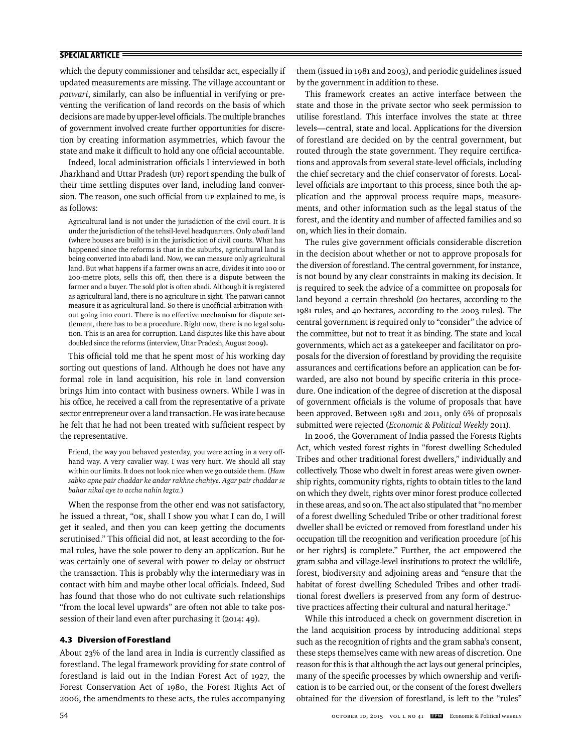which the deputy commissioner and tehsildar act, especially if updated measurements are missing. The village accountant or *patwari*, similarly, can also be influential in verifying or preventing the verification of land records on the basis of which decisions are made by upper-level officials. The multiple branches of government involved create further opportunities for discretion by creating information asymmetries, which favour the state and make it difficult to hold any one official accountable.

Indeed, local administration officials I interviewed in both Jharkhand and Uttar Pradesh (UP) report spending the bulk of their time settling disputes over land, including land conversion. The reason, one such official from UP explained to me, is as follows:

> Agricultural land is not under the jurisdiction of the civil court. It is under the jurisdiction of the tehsil-level headquarters. Only *abadi* land (where houses are built) is in the jurisdiction of civil courts. What has happened since the reforms is that in the suburbs, agricultural land is being converted into abadi land. Now, we can measure only agricultural land. But what happens if a farmer owns an acre, divides it into 100 or 200-metre plots, sells this off, then there is a dispute between the farmer and a buyer. The sold plot is often abadi. Although it is registered as agricultural land, there is no agriculture in sight. The patwari cannot measure it as agricultural land. So there is unofficial arbitration without going into court. There is no effective mechanism for dispute settlement, there has to be a procedure. Right now, there is no legal solution. This is an area for corruption. Land disputes like this have about doubled since the reforms (interview, Uttar Pradesh, August 2009).

This official told me that he spent most of his working day sorting out questions of land. Although he does not have any formal role in land acquisition, his role in land conversion brings him into contact with business owners. While I was in his office, he received a call from the representative of a private sector entrepreneur over a land transaction. He was irate because he felt that he had not been treated with sufficient respect by the representative.

> Friend, the way you behaved yesterday, you were acting in a very offhand way. A very cavalier way. I was very hurt. We should all stay within our limits. It does not look nice when we go outside them. (*Ham sabko apne pair chaddar ke andar rakhne chahiye. Agar pair chaddar se bahar nikal aye to accha nahin lagta.*)

When the response from the other end was not satisfactory, he issued a threat, "OK, shall I show you what I can do, I will get it sealed, and then you can keep getting the documents scrutinised." This official did not, at least according to the formal rules, have the sole power to deny an application. But he was certainly one of several with power to delay or obstruct the transaction. This is probably why the intermediary was in contact with him and maybe other local officials. Indeed, Sud has found that those who do not cultivate such relationships "from the local level upwards" are often not able to take possession of their land even after purchasing it (2014: 49).

### 4.3 Diversion of Forestland

About 23% of the land area in India is currently classified as forestland. The legal framework providing for state control of forestland is laid out in the Indian Forest Act of 1927, the Forest Conservation Act of 1980, the Forest Rights Act of 2006, the amendments to these acts, the rules accompanying them (issued in 1981 and 2003), and periodic guidelines issued by the government in addition to these.

This framework creates an active interface between the state and those in the private sector who seek permission to utilise forestland. This interface involves the state at three levels—central, state and local. Applications for the diversion of forestland are decided on by the central government, but routed through the state government. They require certifications and approvals from several state-level officials, including the chief secretary and the chief conservator of forests. Local-level officials are important to this process, since both the application and the approval process require maps, measurements, and other information such as the legal status of the forest, and the identity and number of affected families and so on, which lies in their domain.

The rules give government officials considerable discretion in the decision about whether or not to approve proposals for the diversion of forestland. The central government, for instance, is not bound by any clear constraints in making its decision. It is required to seek the advice of a committee on proposals for land beyond a certain threshold (20 hectares, according to the 1981 rules, and 40 hectares, according to the 2003 rules). The central government is required only to "consider" the advice of the committee, but not to treat it as binding. The state and local governments, which act as a gatekeeper and facilitator on proposals for the diversion of forestland by providing the requisite assurances and certifications before an application can be forwarded, are also not bound by specific criteria in this procedure. One indication of the degree of discretion at the disposal of government officials is the volume of proposals that have been approved. Between 1981 and 2011, only 6% of proposals submitted were rejected (*Economic & Political Weekly* 2011).

In 2006, the Government of India passed the Forests Rights Act, which vested forest rights in "forest dwelling Scheduled Tribes and other traditional forest dwellers," individually and collectively. Those who dwelt in forest areas were given ownership rights, community rights, rights to obtain titles to the land on which they dwelt, rights over minor forest produce collected in these areas, and so on. The act also stipulated that "no member of a forest dwelling Scheduled Tribe or other traditional forest dweller shall be evicted or removed from forestland under his occupation till the recognition and verification procedure [of his or her rights] is complete." Further, the act empowered the gram sabha and village-level institutions to protect the wildlife, forest, biodiversity and adjoining areas and "ensure that the habitat of forest dwelling Scheduled Tribes and other traditional forest dwellers is preserved from any form of destructive practices affecting their cultural and natural heritage."

While this introduced a check on government discretion in the land acquisition process by introducing additional steps such as the recognition of rights and the gram sabha's consent, these steps themselves came with new areas of discretion. One reason for this is that although the act lays out general principles, many of the specific processes by which ownership and verification is to be carried out, or the consent of the forest dwellers obtained for the diversion of forestland, is left to the "rules"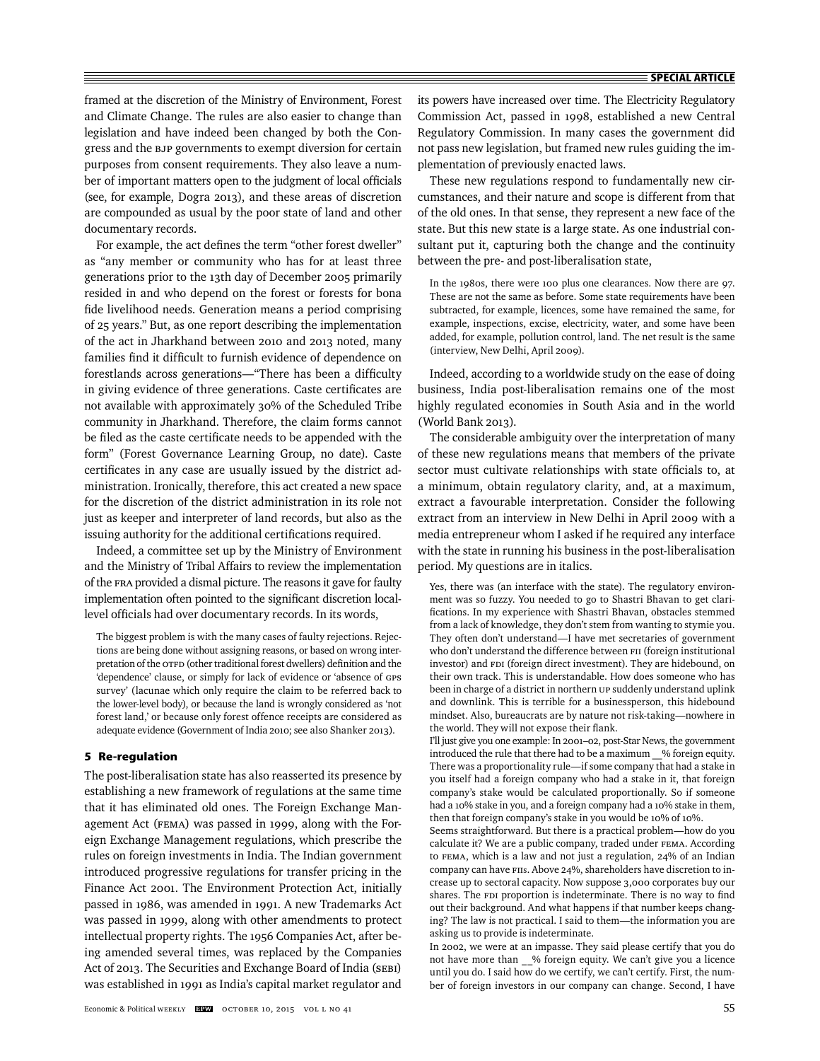framed at the discretion of the Ministry of Environment, Forest and Climate Change. The rules are also easier to change than legislation and have indeed been changed by both the Congress and the BJP governments to exempt diversion for certain purposes from consent requirements. They also leave a number of important matters open to the judgment of local officials (see, for example, Dogra 2013), and these areas of discretion are compounded as usual by the poor state of land and other documentary records.

For example, the act defines the term "other forest dweller" as "any member or community who has for at least three generations prior to the 13th day of December 2005 primarily resided in and who depend on the forest or forests for bona fide livelihood needs. Generation means a period comprising of 25 years." But, as one report describing the implementation of the act in Jharkhand between 2010 and 2013 noted, many families find it difficult to furnish evidence of dependence on forestlands across generations—"There has been a difficulty in giving evidence of three generations. Caste certificates are not available with approximately 30% of the Scheduled Tribe community in Jharkhand. Therefore, the claim forms cannot be filed as the caste certificate needs to be appended with the form" (Forest Governance Learning Group, no date). Caste certificates in any case are usually issued by the district administration. Ironically, therefore, this act created a new space for the discretion of the district administration in its role not just as keeper and interpreter of land records, but also as the issuing authority for the additional certifications required.

Indeed, a committee set up by the Ministry of Environment and the Ministry of Tribal Affairs to review the implementation of the FRA provided a dismal picture. The reasons it gave for faulty implementation often pointed to the significant discretion local-level officials had over documentary records. In its words,

> The biggest problem is with the many cases of faulty rejections. Rejections are being done without assigning reasons, or based on wrong interpretation of the OTFD (other traditional forest dwellers) definition and the 'dependence' clause, or simply for lack of evidence or 'absence of GPS survey' (lacunae which only require the claim to be referred back to the lower-level body), or because the land is wrongly considered as 'not forest land,' or because only forest offence receipts are considered as adequate evidence (Government of India 2010; see also Shanker 2013).

## 5 Re-regulation

The post-liberalisation state has also reasserted its presence by establishing a new framework of regulations at the same time that it has eliminated old ones. The Foreign Exchange Management Act (FEMA) was passed in 1999, along with the Foreign Exchange Management regulations, which prescribe the rules on foreign investments in India. The Indian government introduced progressive regulations for transfer pricing in the Finance Act 2001. The Environment Protection Act, initially passed in 1986, was amended in 1991. A new Trademarks Act was passed in 1999, along with other amendments to protect intellectual property rights. The 1956 Companies Act, after being amended several times, was replaced by the Companies Act of 2013. The Securities and Exchange Board of India (SEBI) was established in 1991 as India's capital market regulator and its powers have increased over time. The Electricity Regulatory Commission Act, passed in 1998, established a new Central Regulatory Commission. In many cases the government did not pass new legislation, but framed new rules guiding the implementation of previously enacted laws.

These new regulations respond to fundamentally new circumstances, and their nature and scope is different from that of the old ones. In that sense, they represent a new face of the state. But this new state is a large state. As one industrial consultant put it, capturing both the change and the continuity between the pre- and post-liberalisation state,

> In the 1980s, there were 100 plus one clearances. Now there are 97. These are not the same as before. Some state requirements have been subtracted, for example, licences, some have remained the same, for example, inspections, excise, electricity, water, and some have been added, for example, pollution control, land. The net result is the same (interview, New Delhi, April 2009).

Indeed, according to a worldwide study on the ease of doing business, India post-liberalisation remains one of the most highly regulated economies in South Asia and in the world (World Bank 2013).

The considerable ambiguity over the interpretation of many of these new regulations means that members of the private sector must cultivate relationships with state officials to, at a minimum, obtain regulatory clarity, and, at a maximum, extract a favourable interpretation. Consider the following extract from an interview in New Delhi in April 2009 with a media entrepreneur whom I asked if he required any interface with the state in running his business in the post-liberalisation period. My questions are in italics.

> Yes, there was (an interface with the state). The regulatory environment was so fuzzy. You needed to go to Shastri Bhavan to get clarifications. In my experience with Shastri Bhavan, obstacles stemmed from a lack of knowledge, they don't stem from wanting to stymie you. They often don't understand—I have met secretaries of government who don't understand the difference between FII (foreign institutional investor) and FDI (foreign direct investment). They are hidebound, on their own track. This is understandable. How does someone who has been in charge of a district in northern UP suddenly understand uplink and downlink. This is terrible for a businessperson, this hidebound mindset. Also, bureaucrats are by nature not risk-taking—nowhere in the world. They will not expose their flank.
>
> I'll just give you one example: In 2001–02, post-Star News, the government introduced the rule that there had to be a maximum __% foreign equity. There was a proportionality rule—if some company that had a stake in you itself had a foreign company who had a stake in it, that foreign company's stake would be calculated proportionally. So if someone had a 10% stake in you, and a foreign company had a 10% stake in them, then that foreign company's stake in you would be 10% of 10%.
>
> Seems straightforward. But there is a practical problem—how do you calculate it? We are a public company, traded under FEMA. According to FEMA, which is a law and not just a regulation, 24% of an Indian company can have FIIs. Above 24%, shareholders have discretion to increase up to sectoral capacity. Now suppose 3,000 corporates buy our shares. The FDI proportion is indeterminate. There is no way to find out their background. And what happens if that number keeps changing? The law is not practical. I said to them—the information you are asking us to provide is indeterminate.
>
> In 2002, we were at an impasse. They said please certify that you do not have more than __% foreign equity. We can't give you a licence until you do. I said how do we certify, we can't certify. First, the number of foreign investors in our company can change. Second, I have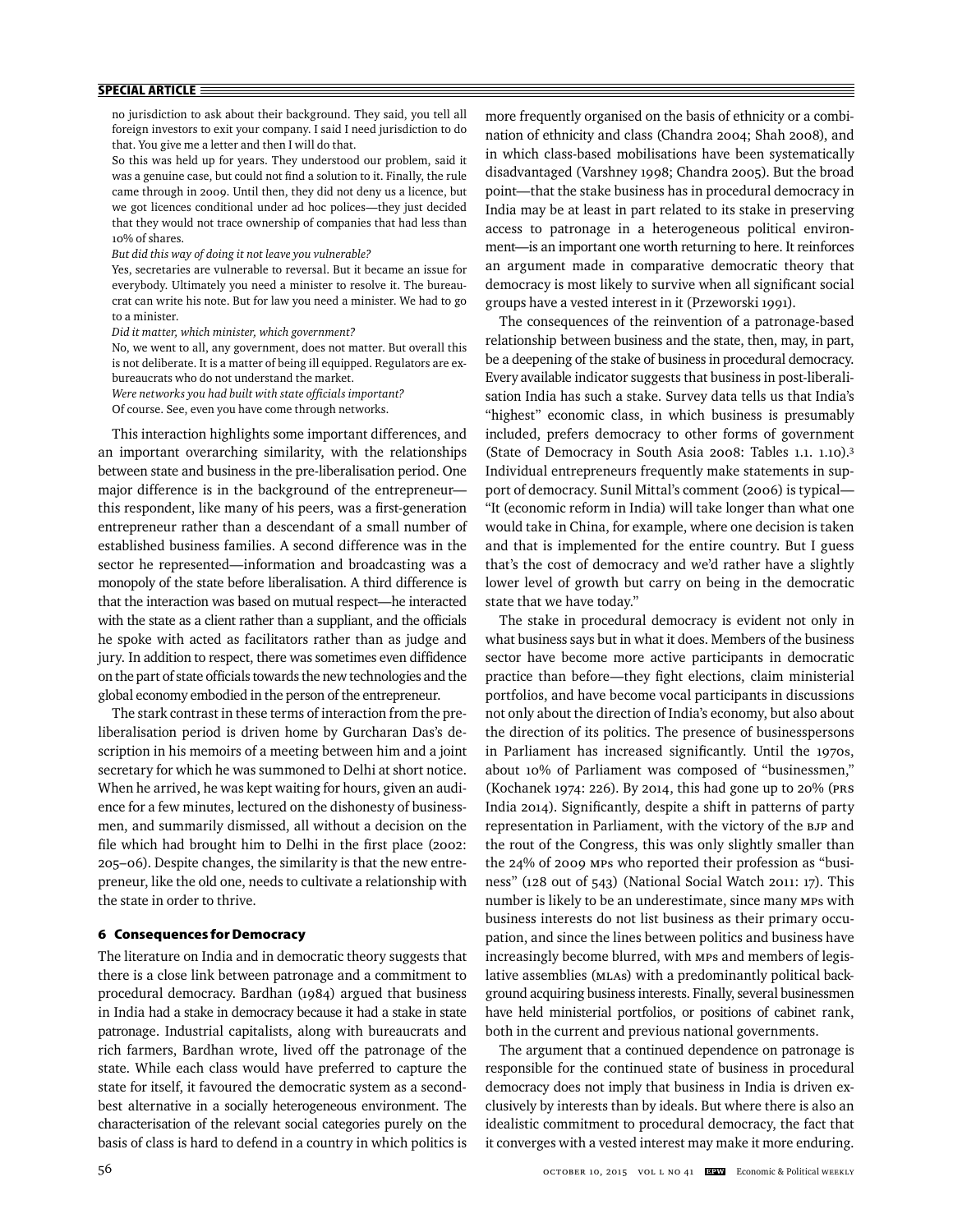no jurisdiction to ask about their background. They said, you tell all foreign investors to exit your company. I said I need jurisdiction to do that. You give me a letter and then I will do that.

So this was held up for years. They understood our problem, said it was a genuine case, but could not find a solution to it. Finally, the rule came through in 2009. Until then, they did not deny us a licence, but we got licences conditional under ad hoc polices—they just decided that they would not trace ownership of companies that had less than 10% of shares.

*But did this way of doing it not leave you vulnerable?*

Yes, secretaries are vulnerable to reversal. But it became an issue for everybody. Ultimately you need a minister to resolve it. The bureaucrat can write his note. But for law you need a minister. We had to go to a minister.

*Did it matter, which minister, which government?*

No, we went to all, any government, does not matter. But overall this is not deliberate. It is a matter of being ill equipped. Regulators are ex-bureaucrats who do not understand the market.

*Were networks you had built with state officials important?*

Of course. See, even you have come through networks.

This interaction highlights some important differences, and an important overarching similarity, with the relationships between state and business in the pre-liberalisation period. One major difference is in the background of the entrepreneur—this respondent, like many of his peers, was a first-generation entrepreneur rather than a descendant of a small number of established business families. A second difference was in the sector he represented—information and broadcasting was a monopoly of the state before liberalisation. A third difference is that the interaction was based on mutual respect—he interacted with the state as a client rather than a suppliant, and the officials he spoke with acted as facilitators rather than as judge and jury. In addition to respect, there was sometimes even diffidence on the part of state officials towards the new technologies and the global economy embodied in the person of the entrepreneur.

The stark contrast in these terms of interaction from the pre-liberalisation period is driven home by Gurcharan Das's description in his memoirs of a meeting between him and a joint secretary for which he was summoned to Delhi at short notice. When he arrived, he was kept waiting for hours, given an audience for a few minutes, lectured on the dishonesty of businessmen, and summarily dismissed, all without a decision on the file which had brought him to Delhi in the first place (2002: 205–06). Despite changes, the similarity is that the new entrepreneur, like the old one, needs to cultivate a relationship with the state in order to thrive.

## 6 Consequences for Democracy

The literature on India and in democratic theory suggests that there is a close link between patronage and a commitment to procedural democracy. Bardhan (1984) argued that business in India had a stake in democracy because it had a stake in state patronage. Industrial capitalists, along with bureaucrats and rich farmers, Bardhan wrote, lived off the patronage of the state. While each class would have preferred to capture the state for itself, it favoured the democratic system as a second-best alternative in a socially heterogeneous environment. The characterisation of the relevant social categories purely on the basis of class is hard to defend in a country in which politics is more frequently organised on the basis of ethnicity or a combination of ethnicity and class (Chandra 2004; Shah 2008), and in which class-based mobilisations have been systematically disadvantaged (Varshney 1998; Chandra 2005). But the broad point—that the stake business has in procedural democracy in India may be at least in part related to its stake in preserving access to patronage in a heterogeneous political environment—is an important one worth returning to here. It reinforces an argument made in comparative democratic theory that democracy is most likely to survive when all significant social groups have a vested interest in it (Przeworski 1991).

The consequences of the reinvention of a patronage-based relationship between business and the state, then, may, in part, be a deepening of the stake of business in procedural democracy. Every available indicator suggests that business in post-liberalisation India has such a stake. Survey data tells us that India's "highest" economic class, in which business is presumably included, prefers democracy to other forms of government (State of Democracy in South Asia 2008: Tables 1.1. 1.10).[3] Individual entrepreneurs frequently make statements in support of democracy. Sunil Mittal's comment (2006) is typical—"It (economic reform in India) will take longer than what one would take in China, for example, where one decision is taken and that is implemented for the entire country. But I guess that's the cost of democracy and we'd rather have a slightly lower level of growth but carry on being in the democratic state that we have today."

The stake in procedural democracy is evident not only in what business says but in what it does. Members of the business sector have become more active participants in democratic practice than before—they fight elections, claim ministerial portfolios, and have become vocal participants in discussions not only about the direction of India's economy, but also about the direction of its politics. The presence of businesspersons in Parliament has increased significantly. Until the 1970s, about 10% of Parliament was composed of "businessmen," (Kochanek 1974: 226). By 2014, this had gone up to 20% (PRS India 2014). Significantly, despite a shift in patterns of party representation in Parliament, with the victory of the BJP and the rout of the Congress, this was only slightly smaller than the 24% of 2009 MPs who reported their profession as "business" (128 out of 543) (National Social Watch 2011: 17). This number is likely to be an underestimate, since many MPs with business interests do not list business as their primary occupation, and since the lines between politics and business have increasingly become blurred, with MPs and members of legislative assemblies (MLAs) with a predominantly political background acquiring business interests. Finally, several businessmen have held ministerial portfolios, or positions of cabinet rank, both in the current and previous national governments.

The argument that a continued dependence on patronage is responsible for the continued state of business in procedural democracy does not imply that business in India is driven exclusively by interests than by ideals. But where there is also an idealistic commitment to procedural democracy, the fact that it converges with a vested interest may make it more enduring.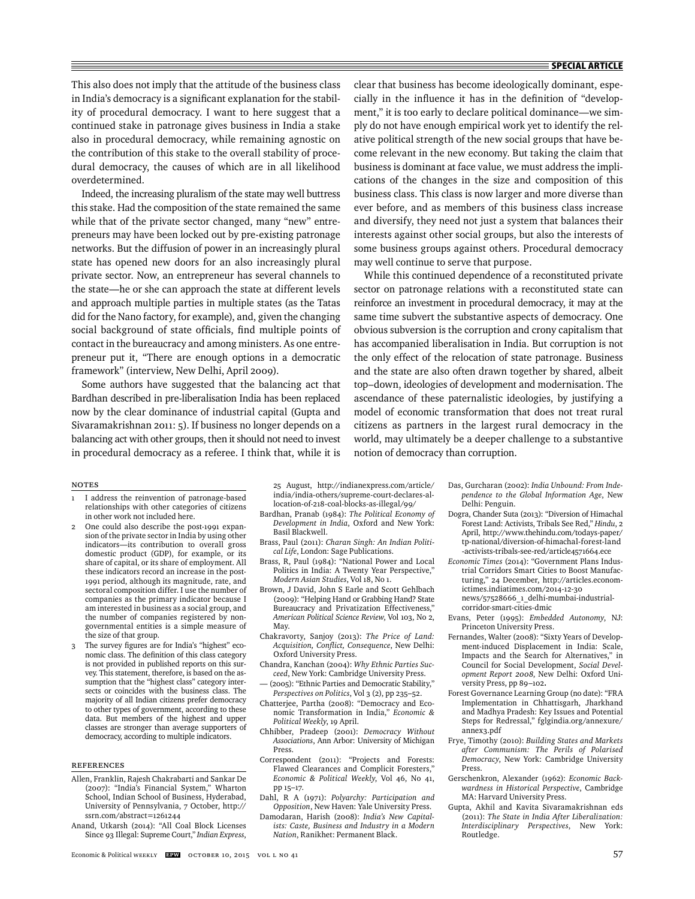This also does not imply that the attitude of the business class in India's democracy is a significant explanation for the stability of procedural democracy. I want to here suggest that a continued stake in patronage gives business in India a stake also in procedural democracy, while remaining agnostic on the contribution of this stake to the overall stability of procedural democracy, the causes of which are in all likelihood overdetermined.

Indeed, the increasing pluralism of the state may well buttress this stake. Had the composition of the state remained the same while that of the private sector changed, many "new" entrepreneurs may have been locked out by pre-existing patronage networks. But the diffusion of power in an increasingly plural state has opened new doors for an also increasingly plural private sector. Now, an entrepreneur has several channels to the state—he or she can approach the state at different levels and approach multiple parties in multiple states (as the Tatas did for the Nano factory, for example), and, given the changing social background of state officials, find multiple points of contact in the bureaucracy and among ministers. As one entrepreneur put it, "There are enough options in a democratic framework" (interview, New Delhi, April 2009).

Some authors have suggested that the balancing act that Bardhan described in pre-liberalisation India has been replaced now by the clear dominance of industrial capital (Gupta and Sivaramakrishnan 2011: 5). If business no longer depends on a balancing act with other groups, then it should not need to invest in procedural democracy as a referee. I think that, while it is clear that business has become ideologically dominant, especially in the influence it has in the definition of "development," it is too early to declare political dominance—we simply do not have enough empirical work yet to identify the relative political strength of the new social groups that have become relevant in the new economy. But taking the claim that business is dominant at face value, we must address the implications of the changes in the size and composition of this business class. This class is now larger and more diverse than ever before, and as members of this business class increase and diversify, they need not just a system that balances their interests against other social groups, but also the interests of some business groups against others. Procedural democracy may well continue to serve that purpose.

While this continued dependence of a reconstituted private sector on patronage relations with a reconstituted state can reinforce an investment in procedural democracy, it may at the same time subvert the substantive aspects of democracy. One obvious subversion is the corruption and crony capitalism that has accompanied liberalisation in India. But corruption is not the only effect of the relocation of state patronage. Business and the state are also often drawn together by shared, albeit top–down, ideologies of development and modernisation. The ascendance of these paternalistic ideologies, by justifying a model of economic transformation that does not treat rural citizens as partners in the largest rural democracy in the world, may ultimately be a deeper challenge to a substantive notion of democracy than corruption.

## NOTES

1 I address the reinvention of patronage-based relationships with other categories of citizens in other work not included here.

2 One could also describe the post-1991 expansion of the private sector in India by using other indicators—its contribution to overall gross domestic product (GDP), for example, or its share of capital, or its share of employment. All these indicators record an increase in the post-1991 period, although its magnitude, rate, and sectoral composition differ. I use the number of companies as the primary indicator because I am interested in business as a social group, and the number of companies registered by non-governmental entities is a simple measure of the size of that group.

3 The survey figures are for India's "highest" economic class. The definition of this class category is not provided in published reports on this survey. This statement, therefore, is based on the assumption that the "highest class" category intersects or coincides with the business class. The majority of all Indian citizens prefer democracy to other types of government, according to these data. But members of the highest and upper classes are stronger than average supporters of democracy, according to multiple indicators.

## REFERENCES

Allen, Franklin, Rajesh Chakrabarti and Sankar De (2007): "India's Financial System," Wharton School, Indian School of Business, Hyderabad, University of Pennsylvania, 7 October, http://ssrn.com/abstract=1261244

Anand, Utkarsh (2014): "All Coal Block Licenses Since 93 Illegal: Supreme Court," *Indian Express*, 25 August, http://indianexpress.com/article/india/india-others/supreme-court-declares-allocation-of-218-coal-blocks-as-illegal/99/

Bardhan, Pranab (1984): *The Political Economy of Development in India*, Oxford and New York: Basil Blackwell.

Brass, Paul (2011): *Charan Singh: An Indian Political Life*, London: Sage Publications.

Brass, R, Paul (1984): "National Power and Local Politics in India: A Twenty Year Perspective," *Modern Asian Studies*, Vol 18, No 1.

Brown, J David, John S Earle and Scott Gehlbach (2009): "Helping Hand or Grabbing Hand? State Bureaucracy and Privatization Effectiveness," *American Political Science Review*, Vol 103, No 2, May.

Chakravorty, Sanjoy (2013): *The Price of Land: Acquisition, Conflict, Consequence*, New Delhi: Oxford University Press.

Chandra, Kanchan (2004): *Why Ethnic Parties Succeed*, New York: Cambridge University Press.

— (2005): "Ethnic Parties and Democratic Stability," *Perspectives on Politics*, Vol 3 (2), pp 235–52.

Chatterjee, Partha (2008): "Democracy and Economic Transformation in India," *Economic & Political Weekly*, 19 April.

Chhibber, Pradeep (2001): *Democracy Without Associations*, Ann Arbor: University of Michigan Press.

Correspondent (2011): "Projects and Forests: Flawed Clearances and Complicit Foresters," *Economic & Political Weekly*, Vol 46, No 41, pp 15–17.

Dahl, R A (1971): *Polyarchy: Participation and Opposition*, New Haven: Yale University Press.

Damodaran, Harish (2008): *India's New Capitalists: Caste, Business and Industry in a Modern Nation*, Ranikhet: Permanent Black.

Das, Gurcharan (2002): *India Unbound: From Independence to the Global Information Age*, New Delhi: Penguin.

Dogra, Chander Suta (2013): "Diversion of Himachal Forest Land: Activists, Tribals See Red," *Hindu*, 2 April, http://www.thehindu.com/todays-paper/tp-national/diversion-of-himachal-forest-land-activists-tribals-see-red/article4571664.ece

*Economic Times* (2014): "Government Plans Industrial Corridors Smart Cities to Boost Manufacturing," 24 December, http://articles.economictimes.indiatimes.com/2014-12-30 news/57528666_1_delhi-mumbai-industrial-corridor-smart-cities-dmic

Evans, Peter (1995): *Embedded Autonomy*, NJ: Princeton University Press.

Fernandes, Walter (2008): "Sixty Years of Development-induced Displacement in India: Scale, Impacts and the Search for Alternatives," in Council for Social Development, *Social Development Report 2008*, New Delhi: Oxford University Press, pp 89–102.

Forest Governance Learning Group (no date): "FRA Implementation in Chhattisgarh, Jharkhand and Madhya Pradesh: Key Issues and Potential Steps for Redressal," fglgindia.org/annexure/annex3.pdf

Frye, Timothy (2010): *Building States and Markets after Communism: The Perils of Polarised Democracy*, New York: Cambridge University Press.

Gerschenkron, Alexander (1962): *Economic Backwardness in Historical Perspective*, Cambridge MA: Harvard University Press.

Gupta, Akhil and Kavita Sivaramakrishnan eds (2011): *The State in India After Liberalization: Interdisciplinary Perspectives*, New York: Routledge.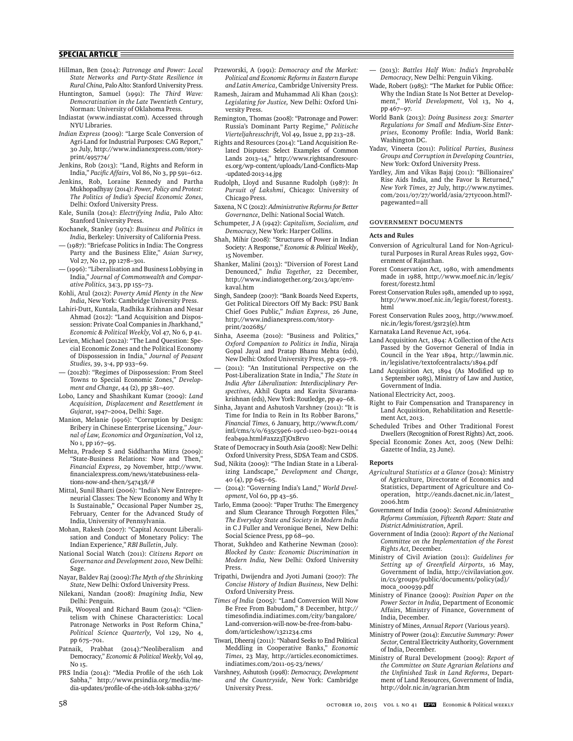Hillman, Ben (2014): *Patronage and Power: Local State Networks and Party-State Resilience in Rural China*, Palo Alto: Stanford University Press.

Huntington, Samuel (1991): *The Third Wave: Democratization in the Late Twentieth Century*, Norman: University of Oklahoma Press.

Indiastat (www.indiastat.com). Accessed through NYU Libraries.

*Indian Express* (2009): "Large Scale Conversion of Agri-Land for Industrial Purposes: CAG Report," 30 July, http://www.indianexpress.com/story-print/495774/

Jenkins, Rob (2013): "Land, Rights and Reform in India," *Pacific Affairs*, Vol 86, No 3, pp 591–612.

Jenkins, Rob, Loraine Kennedy and Partha Mukhopadhyay (2014): *Power, Policy and Protest: The Politics of India's Special Economic Zones*, Delhi: Oxford University Press.

Kale, Sunila (2014): *Electrifying India*, Palo Alto: Stanford University Press.

Kochanek, Stanley (1974): *Business and Politics in India*, Berkeley: University of California Press.

— (1987): "Briefcase Politics in India: The Congress Party and the Business Elite," *Asian Survey*, Vol 27, No 12, pp 1278–301.

— (1996): "Liberalisation and Business Lobbying in India," *Journal of Commonwealth and Comparative Politics*, 34:3, pp 155–73.

Kohli, Atul (2012): *Poverty Amid Plenty in the New India*, New York: Cambridge University Press.

Lahiri-Dutt, Kuntala, Radhika Krishnan and Nesar Ahmad (2012): "Land Acquisition and Dispossession: Private Coal Companies in Jharkhand," *Economic & Political Weekly*, Vol 47, No 6, p 41.

Levien, Michael (2012a): "The Land Question: Special Economic Zones and the Political Economy of Dispossession in India," *Journal of Peasant Studies*, 39, 3-4, pp 933–69.

— (2012b): "Regimes of Dispossession: From Steel Towns to Special Economic Zones," *Development and Change*, 44 (2), pp 381–407.

Lobo, Lancy and Shashikant Kumar (2009): *Land Acquisition, Displacement and Resettlement in Gujarat*, 1947–2004, Delhi: Sage.

Manion, Melanie (1996): "Corruption by Design: Bribery in Chinese Enterprise Licensing," *Journal of Law, Economics and Organization*, Vol 12, No 1, pp 167–95.

Mehta, Pradeep S and Siddhartha Mitra (2009): "State-Business Relations: Now and Then," *Financial Express*, 29 November, http://www.financialexpress.com/news/statebusiness-relations-now-and-then/547438/#

Mittal, Sunil Bharti (2006): "India's New Entrepreneurial Classes: The New Economy and Why It Is Sustainable," Occasional Paper Number 25, February, Center for the Advanced Study of India, University of Pennsylvania.

Mohan, Rakesh (2007): "Capital Account Liberalisation and Conduct of Monetary Policy: The Indian Experience," *RBI Bulletin*, July.

National Social Watch (2011): *Citizens Report on Governance and Development 2010*, New Delhi: Sage.

Nayar, Baldev Raj (2009):*The Myth of the Shrinking State*, New Delhi: Oxford University Press.

Nilekani, Nandan (2008): *Imagining India*, New Delhi: Penguin.

Paik, Wooyeal and Richard Baum (2014): "Clientelism with Chinese Characteristics: Local Patronage Networks in Post Reform China," *Political Science Quarterly*, Vol 129, No 4, pp 675–701.

Patnaik, Prabhat (2014):"Neoliberalism and Democracy," *Economic & Political Weekly*, Vol 49, No 15.

PRS India (2014): "Media Profile of the 16th Lok Sabha," http://www.prsindia.org/media/media-updates/profile-of-the-16th-lok-sabha-3276/

Przeworski, A (1991): *Democracy and the Market: Political and Economic Reforms in Eastern Europe and Latin America*, Cambridge University Press.

Ramesh, Jairam and Muhammad Ali Khan (2015): *Legislating for Justice*, New Delhi: Oxford University Press.

Remington, Thomas (2008): "Patronage and Power: Russia's Dominant Party Regime," *Politische Vierteljahresschrift*, Vol 49, Issue 2, pp 213–28.

Rights and Resources (2014): "Land Acquisition Related Disputes: Select Examples of Common Lands 2013–14," http://www.rightsandresources.org/wp-content/uploads/Land-Conflicts-Map-updated-2013-14.jpg

Rudolph, Lloyd and Susanne Rudolph (1987): *In Pursuit of Lakshmi*, Chicago: University of Chicago Press.

Saxena, N C (2012): *Administrative Reforms for Better Governance*, Delhi: National Social Watch.

Schumpeter, J A (1942): *Capitalism, Socialism, and Democracy*, New York: Harper Collins.

Shah, Mihir (2008): "Structures of Power in Indian Society: A Response," *Economic & Political Weekly*, 15 November.

Shanker, Malini (2013): "Diversion of Forest Land Denounced," *India Together*, 22 December, http://www.indiatogether.org/2013/apr/env-kaval.htm

Singh, Sandeep (2007): "Bank Boards Need Experts, Get Political Directors Off My Back: PSU Bank Chief Goes Public," *Indian Express*, 26 June, http://www.indianexpress.com/story-print/202685/

Sinha, Aseema (2010): "Business and Politics," *Oxford Companion to Politics in India*, Niraja Gopal Jayal and Pratap Bhanu Mehta (eds), New Delhi: Oxford University Press, pp 459–78.

— (2011): "An Institutional Perspective on the Post-Liberalization State in India," *The State in India After Liberalization: Interdisciplinary Perspectives*, Akhil Gupta and Kavita Sivaramakrishnan (eds), New York: Routledge, pp 49–68.

Sinha, Jayant and Ashutosh Varshney (2011): "It is Time for India to Rein in Its Robber Barons," *Financial Times*, 6 January, http://www.ft.com/intl/cms/s/0/635c59e6-19cd-11e0-b921-00144feab49a.html#axzz3TjOxBrvo

State of Democracy in South Asia (2008): New Delhi: Oxford University Press, SDSA Team and CSDS.

Sud, Nikita (2009): "The Indian State in a Liberalizing Landscape," *Development and Change*, 40 (4), pp 645–65.

— (2014): "Governing India's Land," *World Development*, Vol 60, pp 43–56.

Tarlo, Emma (2000): "Paper Truths: The Emergency and Slum Clearance Through Forgotten Files," *The Everyday State and Society in Modern India* in C J Fuller and Veronique Benei, New Delhi: Social Science Press, pp 68–90.

Thorat, Sukhdeo and Katherine Newman (2010): *Blocked by Caste: Economic Discrimination in Modern India*, New Delhi: Oxford University Press.

Tripathi, Dwijendra and Jyoti Jumani (2007): *The Concise History of Indian Business*, New Delhi: Oxford University Press.

*Times of India* (2005): "Land Conversion Will Now Be Free From Babudom," 8 December, http://timesofindia.indiatimes.com/city/bangalore/Land-conversion-will-now-be-free-from-babudom/articleshow/1321234.cms

Tiwari, Dheeraj (2011): "Nabard Seeks to End Political Meddling in Cooperative Banks," *Economic Times*, 23 May, http://articles.economictimes.indiatimes.com/2011-05-23/news/

Varshney, Ashutosh (1998): *Democracy, Development and the Countryside*, New York: Cambridge University Press.

— (2013): *Battles Half Won: India's Improbable Democracy*, New Delhi: Penguin Viking.

Wade, Robert (1985): "The Market for Public Office: Why the Indian State Is Not Better at Development," *World Development*, Vol 13, No 4, pp 467–97.

World Bank (2013): *Doing Business 2013: Smarter Regulations for Small and Medium-Size Enterprises*, Economy Profile: India, World Bank: Washington DC.

Yadav, Vineeta (2011): *Political Parties, Business Groups and Corruption in Developing Countries*, New York: Oxford University Press.

Yardley, Jim and Vikas Bajaj (2011): "Billionaires' Rise Aids India, and the Favor Is Returned," *New York Times*, 27 July, http://www.nytimes.com/2011/07/27/world/asia/27tycoon.html?-pagewanted=all

## Government Documents

### Acts and Rules

Conversion of Agricultural Land for Non-Agricultural Purposes in Rural Areas Rules 1992, Government of Rajasthan.

Forest Conservation Act, 1980, with amendments made in 1988, http://www.moef.nic.in/legis/forest/forest2.html

Forest Conservation Rules 1981, amended up to 1992, http://www.moef.nic.in/legis/forest/forest3.html

Forest Conservation Rules 2003, http://www.moef.nic.in/legis/forest/gsr23(e).htm

Karnataka Land Revenue Act, 1964.

Land Acquisition Act, 1894: A Collection of the Acts Passed by the Governor General of India in Council in the Year 1894, http://lawmin.nic.in/legislative/textofcentralacts/1894.pdf

Land Acquisition Act, 1894 (As Modified up to 1 September 1985), Ministry of Law and Justice, Government of India.

National Electricity Act, 2003.

Right to Fair Compensation and Transparency in Land Acquisition, Rehabilitation and Resettlement Act, 2013.

Scheduled Tribes and Other Traditional Forest Dwellers (Recognition of Forest Rights) Act, 2006.

Special Economic Zones Act, 2005 (New Delhi: Gazette of India, 23 June).

### Reports

*Agricultural Statistics at a Glance* (2014): Ministry of Agriculture, Directorate of Economics and Statistics, Department of Agriculture and Co-operation, http://eands.dacnet.nic.in/latest_2006.htm

Government of India (2009): *Second Administrative Reforms Commission, Fifteenth Report: State and District Administration*, April.

Government of India (2010): *Report of the National Committee on the Implementation of the Forest Rights Act*, December.

Ministry of Civil Aviation (2011): *Guidelines for Setting up of Greenfield Airports*, 16 May, Government of India, http://civilaviation.gov.in/cs/groups/public/documents/policy(ad)/moca_000939.pdf

Ministry of Finance (2009): *Position Paper on the Power Sector in India*, Department of Economic Affairs, Ministry of Finance, Government of India, December.

Ministry of Mines, *Annual Report* (Various years).

Ministry of Power (2014): *Executive Summary: Power Sector*, Central Electricity Authority, Government of India, December.

Ministry of Rural Development (2009): *Report of the Committee on State Agrarian Relations and the Unfinished Task in Land Reforms*, Department of Land Resources, Government of India, http://dolr.nic.in/agrarian.htm